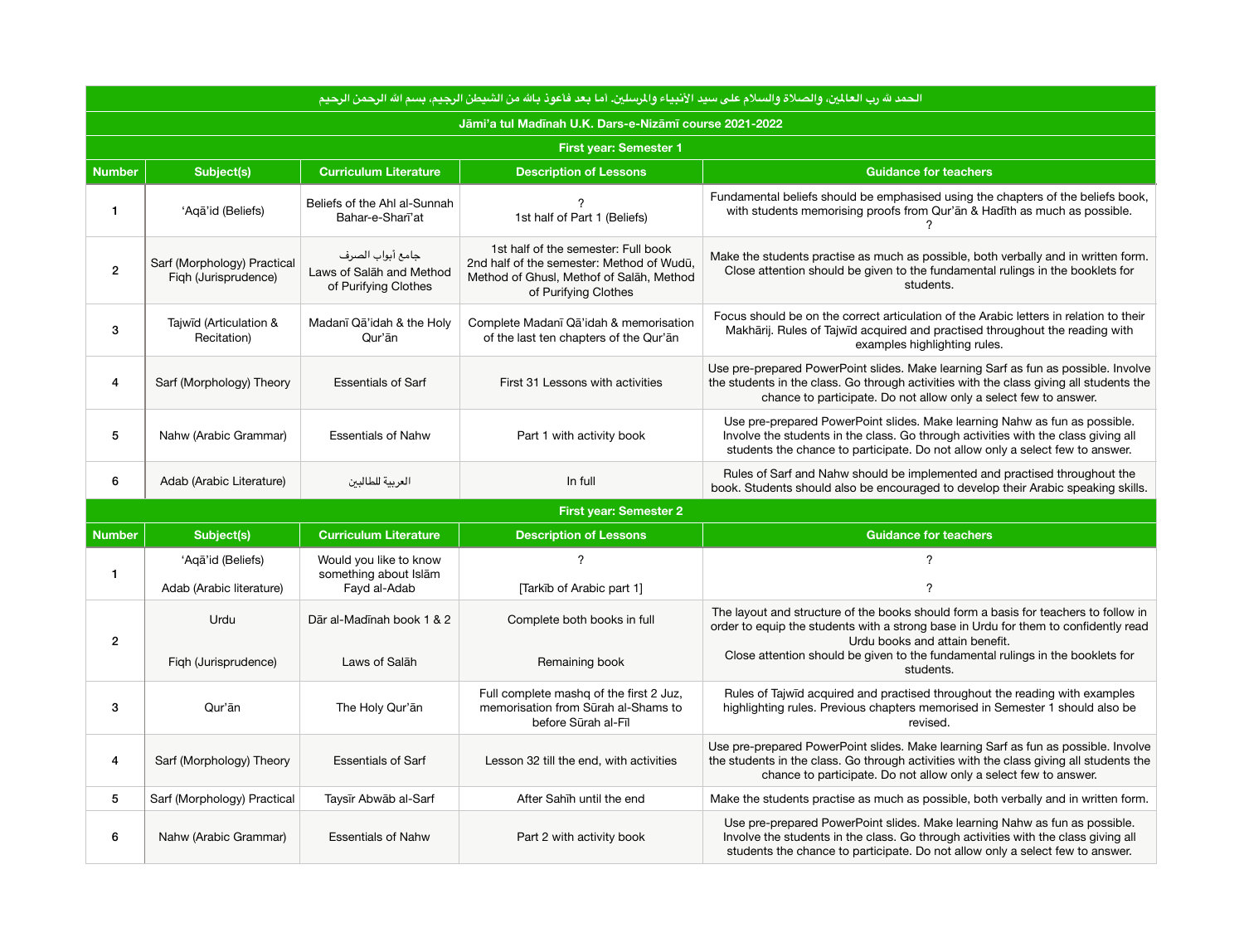الحمد لله رب العالمين، والصلاة والسلام على سيد الأنبياء والمرسلين. أما بعد فأعوذ بالله من الشيطن الرجيم، بسم الله الرحمن الرحيم

## Jāmi'a tul Madīnah U.K. Dars-e-Nizāmī course 2021-2022

### First year: Semester 1

| Number | Subject(s) | Curriculum Literature | Description of Lessons | Guidance for teachers |
|---|---|---|---|---|
| 1 | 'Aqā'id (Beliefs) | Beliefs of the Ahl al-Sunnah<br>Bahar-e-Sharī'at | ?<br>1st half of Part 1 (Beliefs) | Fundamental beliefs should be emphasised using the chapters of the beliefs book, with students memorising proofs from Qur'ān & Hadīth as much as possible.<br>? |
| 2 | Sarf (Morphology) Practical<br>Fiqh (Jurisprudence) | جامع أبواب الصرف<br>Laws of Salāh and Method of Purifying Clothes | 1st half of the semester: Full book<br>2nd half of the semester: Method of Wudū, Method of Ghusl, Methof of Salāh, Method of Purifying Clothes | Make the students practise as much as possible, both verbally and in written form. Close attention should be given to the fundamental rulings in the booklets for students. |
| 3 | Tajwīd (Articulation & Recitation) | Madanī Qā'idah & the Holy Qur'ān | Complete Madanī Qā'idah & memorisation of the last ten chapters of the Qur'ān | Focus should be on the correct articulation of the Arabic letters in relation to their Makhārij. Rules of Tajwīd acquired and practised throughout the reading with examples highlighting rules. |
| 4 | Sarf (Morphology) Theory | Essentials of Sarf | First 31 Lessons with activities | Use pre-prepared PowerPoint slides. Make learning Sarf as fun as possible. Involve the students in the class. Go through activities with the class giving all students the chance to participate. Do not allow only a select few to answer. |
| 5 | Nahw (Arabic Grammar) | Essentials of Nahw | Part 1 with activity book | Use pre-prepared PowerPoint slides. Make learning Nahw as fun as possible. Involve the students in the class. Go through activities with the class giving all students the chance to participate. Do not allow only a select few to answer. |
| 6 | Adab (Arabic Literature) | العربية للطالبين | In full | Rules of Sarf and Nahw should be implemented and practised throughout the book. Students should also be encouraged to develop their Arabic speaking skills. |

### First year: Semester 2

| Number | Subject(s) | Curriculum Literature | Description of Lessons | Guidance for teachers |
|---|---|---|---|---|
| 1 | 'Aqā'id (Beliefs)<br>Adab (Arabic literature) | Would you like to know something about Islām<br>Fayd al-Adab | ?<br>[Tarkīb of Arabic part 1] | ?<br>? |
| 2 | Urdu<br>Fiqh (Jurisprudence) | Dār al-Madīnah book 1 & 2<br>Laws of Salāh | Complete both books in full<br>Remaining book | The layout and structure of the books should form a basis for teachers to follow in order to equip the students with a strong base in Urdu for them to confidently read Urdu books and attain benefit.<br>Close attention should be given to the fundamental rulings in the booklets for students. |
| 3 | Qur'ān | The Holy Qur'ān | Full complete mashq of the first 2 Juz, memorisation from Sūrah al-Shams to before Sūrah al-Fīl | Rules of Tajwīd acquired and practised throughout the reading with examples highlighting rules. Previous chapters memorised in Semester 1 should also be revised. |
| 4 | Sarf (Morphology) Theory | Essentials of Sarf | Lesson 32 till the end, with activities | Use pre-prepared PowerPoint slides. Make learning Sarf as fun as possible. Involve the students in the class. Go through activities with the class giving all students the chance to participate. Do not allow only a select few to answer. |
| 5 | Sarf (Morphology) Practical | Taysīr Abwāb al-Sarf | After Sahīh until the end | Make the students practise as much as possible, both verbally and in written form. |
| 6 | Nahw (Arabic Grammar) | Essentials of Nahw | Part 2 with activity book | Use pre-prepared PowerPoint slides. Make learning Nahw as fun as possible. Involve the students in the class. Go through activities with the class giving all students the chance to participate. Do not allow only a select few to answer. |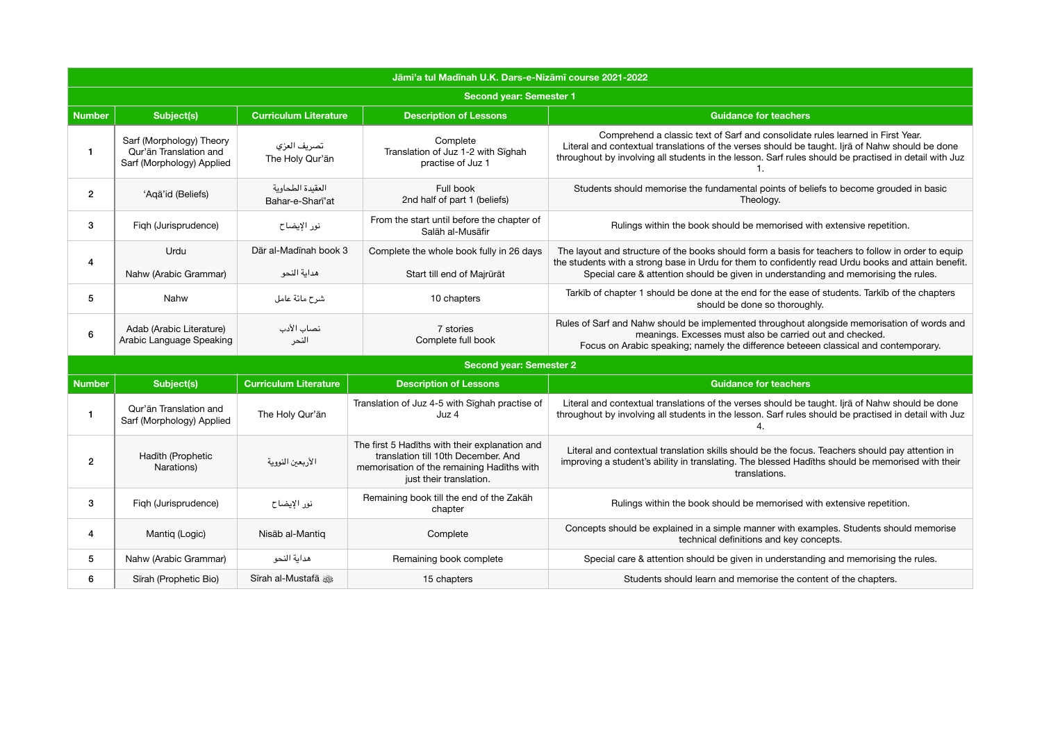## Jāmi'a tul Madīnah U.K. Dars-e-Nizāmī course 2021-2022

### Second year: Semester 1

| Number | Subject(s) | Curriculum Literature | Description of Lessons | Guidance for teachers |
|---|---|---|---|---|
| 1 | Sarf (Morphology) Theory<br>Qur'ān Translation and Sarf (Morphology) Applied | تصريف العزي<br>The Holy Qur'ān | Complete<br>Translation of Juz 1-2 with Sīghah practise of Juz 1 | Comprehend a classic text of Sarf and consolidate rules learned in First Year.<br>Literal and contextual translations of the verses should be taught. Ijrā of Nahw should be done throughout by involving all students in the lesson. Sarf rules should be practised in detail with Juz 1. |
| 2 | 'Aqā'id (Beliefs) | العقيدة الطحاوية<br>Bahar-e-Sharī'at | Full book<br>2nd half of part 1 (beliefs) | Students should memorise the fundamental points of beliefs to become grouded in basic Theology. |
| 3 | Fiqh (Jurisprudence) | نور الإيضاح | From the start until before the chapter of Salāh al-Musāfir | Rulings within the book should be memorised with extensive repetition. |
| 4 | Urdu<br>Nahw (Arabic Grammar) | Dār al-Madīnah book 3<br>هداية النحو | Complete the whole book fully in 26 days<br>Start till end of Majrūrāt | The layout and structure of the books should form a basis for teachers to follow in order to equip the students with a strong base in Urdu for them to confidently read Urdu books and attain benefit.<br>Special care & attention should be given in understanding and memorising the rules. |
| 5 | Nahw | شرح مائة عامل | 10 chapters | Tarkīb of chapter 1 should be done at the end for the ease of students. Tarkīb of the chapters should be done so thoroughly. |
| 6 | Adab (Arabic Literature)<br>Arabic Language Speaking | نصاب الأدب<br>النحر | 7 stories<br>Complete full book | Rules of Sarf and Nahw should be implemented throughout alongside memorisation of words and meanings. Excesses must also be carried out and checked.<br>Focus on Arabic speaking; namely the difference beteeen classical and contemporary. |

### Second year: Semester 2

| Number | Subject(s) | Curriculum Literature | Description of Lessons | Guidance for teachers |
|---|---|---|---|---|
| 1 | Qur'ān Translation and Sarf (Morphology) Applied | The Holy Qur'ān | Translation of Juz 4-5 with Sīghah practise of Juz 4 | Literal and contextual translations of the verses should be taught. Ijrā of Nahw should be done throughout by involving all students in the lesson. Sarf rules should be practised in detail with Juz 4. |
| 2 | Hadīth (Prophetic Narations) | الأربعين النووية | The first 5 Hadīths with their explanation and translation till 10th December. And memorisation of the remaining Hadīths with just their translation. | Literal and contextual translation skills should be the focus. Teachers should pay attention in improving a student's ability in translating. The blessed Hadīths should be memorised with their translations. |
| 3 | Fiqh (Jurisprudence) | نور الإيضاح | Remaining book till the end of the Zakāh chapter | Rulings within the book should be memorised with extensive repetition. |
| 4 | Mantiq (Logic) | Nisāb al-Mantiq | Complete | Concepts should be explained in a simple manner with examples. Students should memorise technical definitions and key concepts. |
| 5 | Nahw (Arabic Grammar) | هداية النحو | Remaining book complete | Special care & attention should be given in understanding and memorising the rules. |
| 6 | Sīrah (Prophetic Bio) | Sīrah al-Mustafā ﷺ | 15 chapters | Students should learn and memorise the content of the chapters. |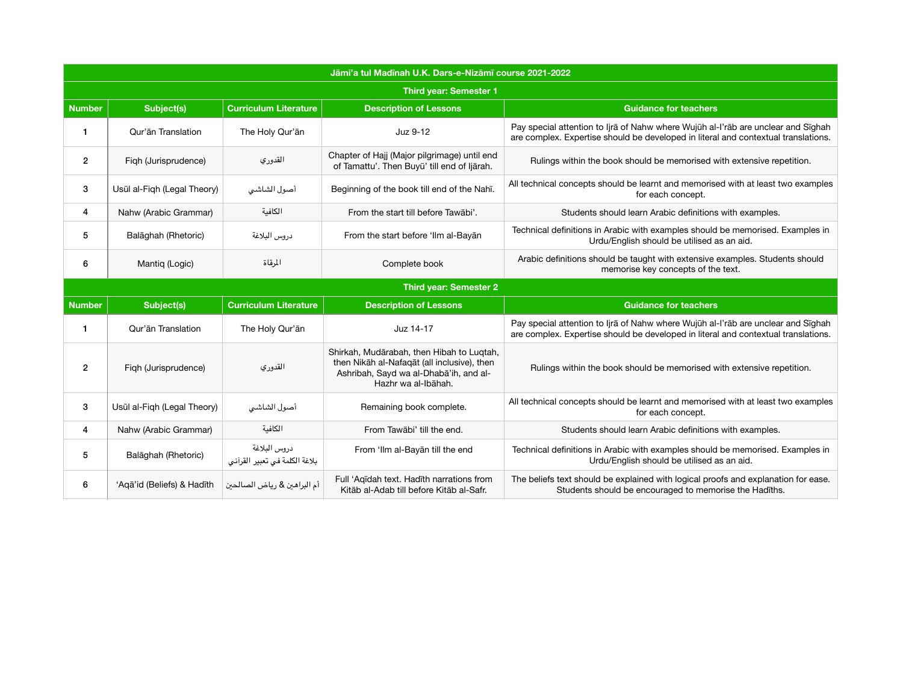| Jāmi'a tul Madīnah U.K. Dars-e-Nizāmī course 2021-2022 | | | | |
|---|---|---|---|---|
| **Third year: Semester 1** | | | | |
| **Number** | **Subject(s)** | **Curriculum Literature** | **Description of Lessons** | **Guidance for teachers** |
| 1 | Qur'ān Translation | The Holy Qur'ān | Juz 9-12 | Pay special attention to Ijrā of Nahw where Wujūh al-I'rāb are unclear and Sīghah are complex. Expertise should be developed in literal and contextual translations. |
| 2 | Fiqh (Jurisprudence) | القدوري | Chapter of Hajj (Major pilgrimage) until end of Tamattu'. Then Buyū' till end of Ijārah. | Rulings within the book should be memorised with extensive repetition. |
| 3 | Usūl al-Fiqh (Legal Theory) | أصول الشاشي | Beginning of the book till end of the Nahī. | All technical concepts should be learnt and memorised with at least two examples for each concept. |
| 4 | Nahw (Arabic Grammar) | الكافية | From the start till before Tawābi'. | Students should learn Arabic definitions with examples. |
| 5 | Balāghah (Rhetoric) | دروس البلاغة | From the start before 'Ilm al-Bayān | Technical definitions in Arabic with examples should be memorised. Examples in Urdu/English should be utilised as an aid. |
| 6 | Mantiq (Logic) | المرقاة | Complete book | Arabic definitions should be taught with extensive examples. Students should memorise key concepts of the text. |
| **Third year: Semester 2** | | | | |
| **Number** | **Subject(s)** | **Curriculum Literature** | **Description of Lessons** | **Guidance for teachers** |
| 1 | Qur'ān Translation | The Holy Qur'ān | Juz 14-17 | Pay special attention to Ijrā of Nahw where Wujūh al-I'rāb are unclear and Sīghah are complex. Expertise should be developed in literal and contextual translations. |
| 2 | Fiqh (Jurisprudence) | القدوري | Shirkah, Mudārabah, then Hibah to Luqtah, then Nikāh al-Nafaqāt (all inclusive), then Ashribah, Sayd wa al-Dhabā'ih, and al-Hazhr wa al-Ibāhah. | Rulings within the book should be memorised with extensive repetition. |
| 3 | Usūl al-Fiqh (Legal Theory) | أصول الشاشي | Remaining book complete. | All technical concepts should be learnt and memorised with at least two examples for each concept. |
| 4 | Nahw (Arabic Grammar) | الكافية | From Tawābi' till the end. | Students should learn Arabic definitions with examples. |
| 5 | Balāghah (Rhetoric) | دروس البلاغة<br>بلاغة الكلمة في تعبير القرآني | From 'Ilm al-Bayān till the end | Technical definitions in Arabic with examples should be memorised. Examples in Urdu/English should be utilised as an aid. |
| 6 | 'Aqā'id (Beliefs) & Hadīth | أم البراهين & رياض الصالحين | Full 'Aqīdah text. Hadīth narrations from Kitāb al-Adab till before Kitāb al-Safr. | The beliefs text should be explained with logical proofs and explanation for ease. Students should be encouraged to memorise the Hadīths. |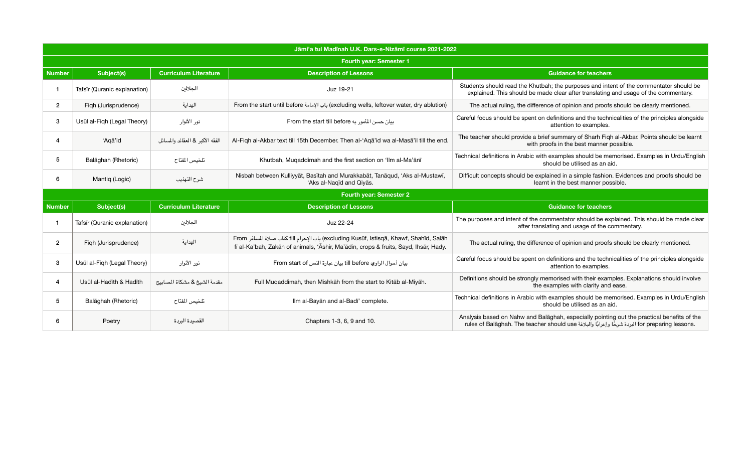| Jāmi'a tul Madīnah U.K. Dars-e-Nizāmī course 2021-2022 | | | | |
|---|---|---|---|---|
| **Fourth year: Semester 1** | | | | |
| **Number** | **Subject(s)** | **Curriculum Literature** | **Description of Lessons** | **Guidance for teachers** |
| 1 | Tafsīr (Quranic explanation) | الجلالين | Juz 19-21 | Students should read the Khutbah; the purposes and intent of the commentator should be explained. This should be made clear after translating and usage of the commentary. |
| 2 | Fiqh (Jurisprudence) | الهداية | From the start until before باب الإمامة (excluding wells, leftover water, dry ablution) | The actual ruling, the difference of opinion and proofs should be clearly mentioned. |
| 3 | Usūl al-Fiqh (Legal Theory) | نور الأنوار | From the start till before بيان حسن المأمور به | Careful focus should be spent on definitions and the technicalities of the principles alongside attention to examples. |
| 4 | 'Aqā'id | الفقه الأكبر & العقائد والمسائل | Al-Fiqh al-Akbar text till 15th December. Then al-'Aqā'id wa al-Masā'il till the end. | The teacher should provide a brief summary of Sharh Fiqh al-Akbar. Points should be learnt with proofs in the best manner possible. |
| 5 | Balāghah (Rhetoric) | تلخيص المفتاح | Khutbah, Muqaddimah and the first section on 'Ilm al-Ma'ānī | Technical definitions in Arabic with examples should be memorised. Examples in Urdu/English should be utilised as an aid. |
| 6 | Mantiq (Logic) | شرح التهذيب | Nisbah between Kulliyyāt, Basītah and Murakkabāt, Tanāqud, 'Aks al-Mustawī, 'Aks al-Naqīd and Qiyās. | Difficult concepts should be explained in a simple fashion. Evidences and proofs should be learnt in the best manner possible. |
| **Fourth year: Semester 2** | | | | |
| **Number** | **Subject(s)** | **Curriculum Literature** | **Description of Lessons** | **Guidance for teachers** |
| 1 | Tafsīr (Quranic explanation) | الجلالين | Juz 22-24 | The purposes and intent of the commentator should be explained. This should be made clear after translating and usage of the commentary. |
| 2 | Fiqh (Jurisprudence) | الهداية | From باب الإحرام till كتاب صلاة المسافر (excluding Kusūf, Istisqā, Khawf, Shahīd, Salāh fī al-Ka'bah, Zakāh of animals, 'Āshir, Ma'ādin, crops & fruits, Sayd, Ihsār, Hady. | The actual ruling, the difference of opinion and proofs should be clearly mentioned. |
| 3 | Usūl al-Fiqh (Legal Theory) | نور الأنوار | From start of بيان عبارة النص till before بيان أحوال الراوي | Careful focus should be spent on definitions and the technicalities of the principles alongside attention to examples. |
| 4 | Usūl al-Hadīth & Hadīth | مقدمة الشيخ & مشكاة المصابيح | Full Muqaddimah, then Mishkāh from the start to Kitāb al-Miyāh. | Definitions should be strongly memorised with their examples. Explanations should involve the examples with clarity and ease. |
| 5 | Balāghah (Rhetoric) | تلخيص المفتاح | Ilm al-Bayān and al-Badī' complete. | Technical definitions in Arabic with examples should be memorised. Examples in Urdu/English should be utilised as an aid. |
| 6 | Poetry | القصيدة البردة | Chapters 1-3, 6, 9 and 10. | Analysis based on Nahw and Balāghah, especially pointing out the practical benefits of the rules of Balāghah. The teacher should use البردة شرحًا وإعرابًا والبلاغة for preparing lessons. |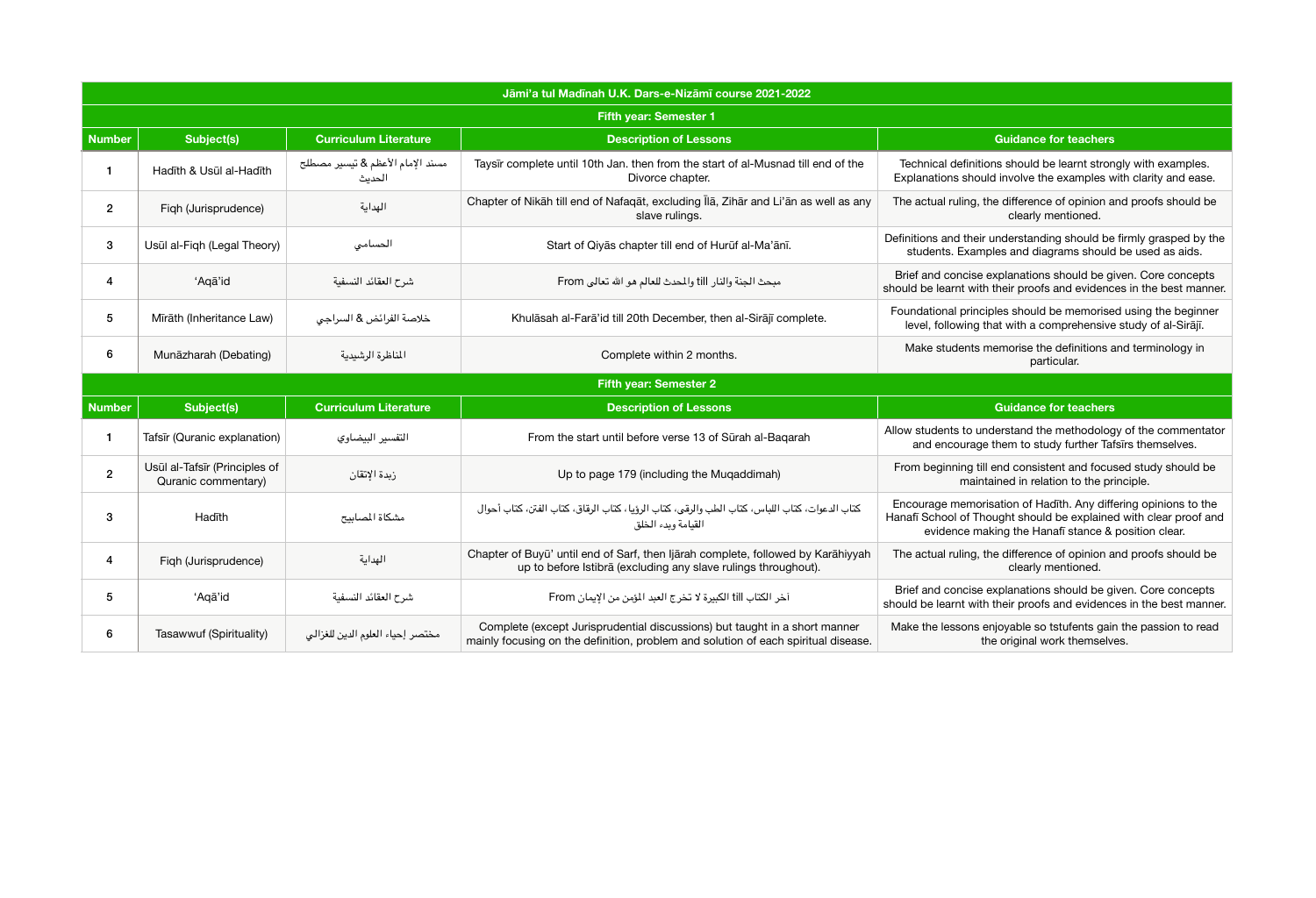| Jāmi'a tul Madīnah U.K. Dars-e-Nizāmī course 2021-2022 | | | | |
|---|---|---|---|---|
| **Fifth year: Semester 1** | | | | |
| **Number** | **Subject(s)** | **Curriculum Literature** | **Description of Lessons** | **Guidance for teachers** |
| 1 | Hadīth & Usūl al-Hadīth | مسند الإمام الأعظم & تيسير مصطلح الحديث | Taysīr complete until 10th Jan. then from the start of al-Musnad till end of the Divorce chapter. | Technical definitions should be learnt strongly with examples. Explanations should involve the examples with clarity and ease. |
| 2 | Fiqh (Jurisprudence) | الهداية | Chapter of Nikāh till end of Nafaqāt, excluding Īlā, Zihār and Li'ān as well as any slave rulings. | The actual ruling, the difference of opinion and proofs should be clearly mentioned. |
| 3 | Usūl al-Fiqh (Legal Theory) | الحسامي | Start of Qiyās chapter till end of Hurūf al-Ma'ānī. | Definitions and their understanding should be firmly grasped by the students. Examples and diagrams should be used as aids. |
| 4 | 'Aqā'id | شرح العقائد النسفية | From مبحث الجنة والنار till والمحدث للعالم هو الله تعالى | Brief and concise explanations should be given. Core concepts should be learnt with their proofs and evidences in the best manner. |
| 5 | Mīrāth (Inheritance Law) | خلاصة الفرائض & السراجي | Khulāsah al-Farā'id till 20th December, then al-Sirājī complete. | Foundational principles should be memorised using the beginner level, following that with a comprehensive study of al-Sirājī. |
| 6 | Munāzharah (Debating) | المناظرة الرشيدية | Complete within 2 months. | Make students memorise the definitions and terminology in particular. |
| **Fifth year: Semester 2** | | | | |
| **Number** | **Subject(s)** | **Curriculum Literature** | **Description of Lessons** | **Guidance for teachers** |
| 1 | Tafsīr (Quranic explanation) | التفسير البيضاوي | From the start until before verse 13 of Sūrah al-Baqarah | Allow students to understand the methodology of the commentator and encourage them to study further Tafsīrs themselves. |
| 2 | Usūl al-Tafsīr (Principles of Quranic commentary) | زبدة الإتقان | Up to page 179 (including the Muqaddimah) | From beginning till end consistent and focused study should be maintained in relation to the principle. |
| 3 | Hadīth | مشكاة المصابيح | كتاب الدعوات، كتاب اللباس، كتاب الطب والرقى، كتاب الرؤيا، كتاب الرقاق، كتاب الفتن، كتاب أحوال القيامة وبدء الخلق | Encourage memorisation of Hadīth. Any differing opinions to the Hanafī School of Thought should be explained with clear proof and evidence making the Hanafī stance & position clear. |
| 4 | Fiqh (Jurisprudence) | الهداية | Chapter of Buyū' until end of Sarf, then Ijārah complete, followed by Karāhiyyah up to before Istibrā (excluding any slave rulings throughout). | The actual ruling, the difference of opinion and proofs should be clearly mentioned. |
| 5 | 'Aqā'id | شرح العقائد النسفية | From الكبيرة لا تخرج العبد المؤمن من الإيمان till آخر الكتاب | Brief and concise explanations should be given. Core concepts should be learnt with their proofs and evidences in the best manner. |
| 6 | Tasawwuf (Spirituality) | مختصر إحياء العلوم الدين للغزالي | Complete (except Jurisprudential discussions) but taught in a short manner mainly focusing on the definition, problem and solution of each spiritual disease. | Make the lessons enjoyable so tstufents gain the passion to read the original work themselves. |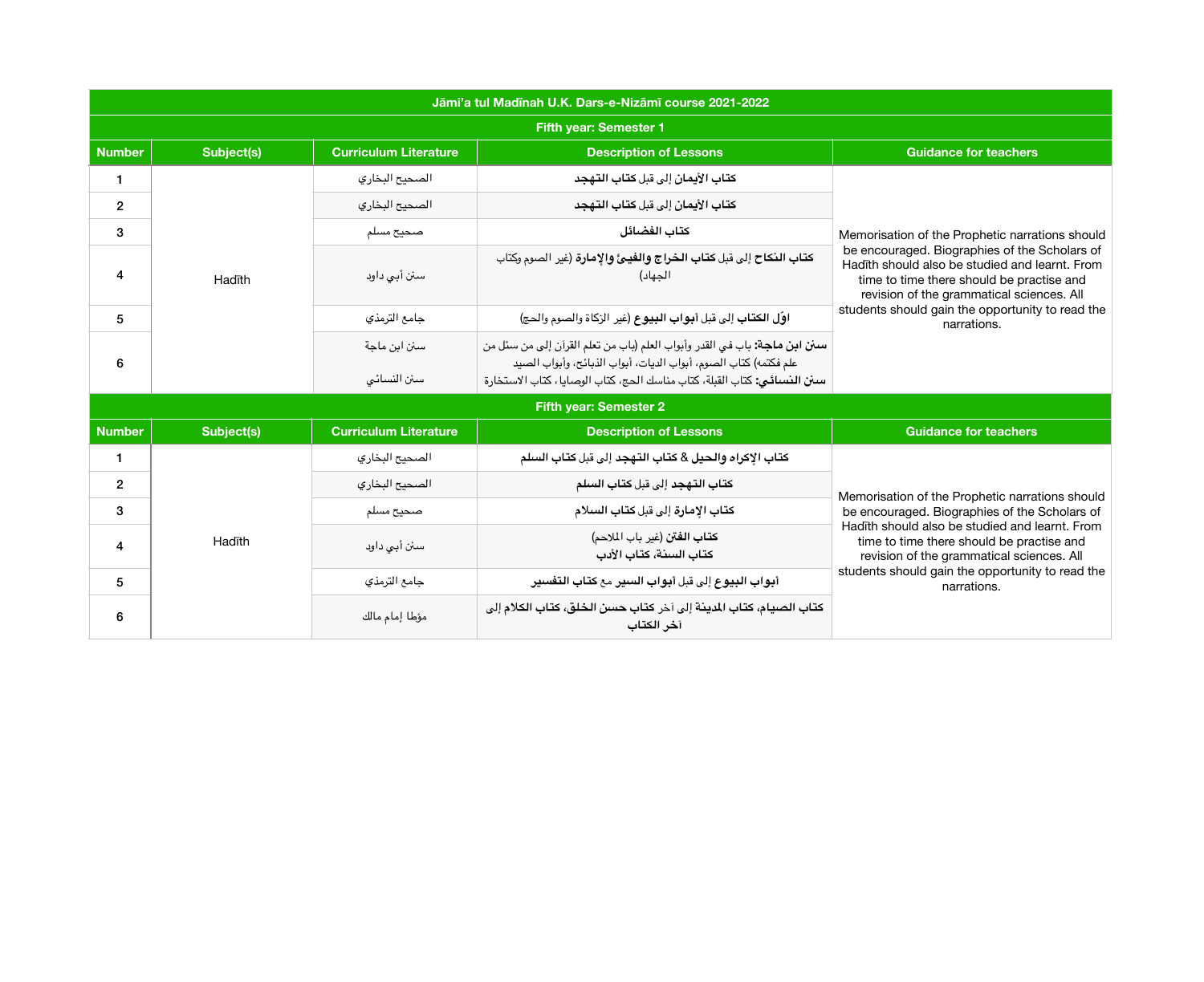| Jāmi'a tul Madīnah U.K. Dars-e-Nizāmī course 2021-2022 | | | | |
|---|---|---|---|---|
| **Fifth year: Semester 1** | | | | |
| **Number** | **Subject(s)** | **Curriculum Literature** | **Description of Lessons** | **Guidance for teachers** |
| 1 | Hadīth | الصحيح البخاري | **كتاب الأيمان** إلى قبل **كتاب التهجد** | Memorisation of the Prophetic narrations should be encouraged. Biographies of the Scholars of Hadīth should also be studied and learnt. From time to time there should be practise and revision of the grammatical sciences. All students should gain the opportunity to read the narrations. |
| 2 | | الصحيح البخاري | **كتاب الأيمان** إلى قبل **كتاب التهجد** | |
| 3 | | صحيح مسلم | **كتاب الفضائل** | |
| 4 | | سنن أبي داود | **كتاب النكاح** إلى قبل **كتاب الخراج والفيئ والإمارة** (غير الصوم وكتاب الجهاد) | |
| 5 | | جامع الترمذي | **اوّل الكتاب** إلى قبل **أبواب البيوع** (غير الزكاة والصوم والحج) | |
| 6 | | سنن ابن ماجة<br>سنن النسائي | **سنن ابن ماجة:** باب في القدر وأبواب العلم (باب من تعلم القرآن إلى من سئل من علم فكتمه) كتاب الصوم، أبواب الديات، أبواب الذبائح، وأبواب الصيد<br>**سنن النسائي:** كتاب القبلة، كتاب مناسك الحج، كتاب الوصايا ، كتاب الاستخارة | |
| **Fifth year: Semester 2** | | | | |
| **Number** | **Subject(s)** | **Curriculum Literature** | **Description of Lessons** | **Guidance for teachers** |
| 1 | Hadīth | الصحيح البخاري | **كتاب الإكراه والحيل** & **كتاب التهجد** إلى قبل **كتاب السلم** | Memorisation of the Prophetic narrations should be encouraged. Biographies of the Scholars of Hadīth should also be studied and learnt. From time to time there should be practise and revision of the grammatical sciences. All students should gain the opportunity to read the narrations. |
| 2 | | الصحيح البخاري | **كتاب التهجد** إلى قبل **كتاب السلم** | |
| 3 | | صحيح مسلم | **كتاب الإمارة** إلى قبل **كتاب السلام** | |
| 4 | | سنن أبي داود | **كتاب الفتن** (غير باب الملاحم)<br>**كتاب السنة، كتاب الأدب** | |
| 5 | | جامع الترمذي | **أبواب البيوع** إلى قبل **أبواب السير** مع **كتاب التفسير** | |
| 6 | | مؤطا إمام مالك | **كتاب الصيام، كتاب المدينة** إلى آخر **كتاب حسن الخلق، كتاب الكلام** إلى **آخر الكتاب** | |